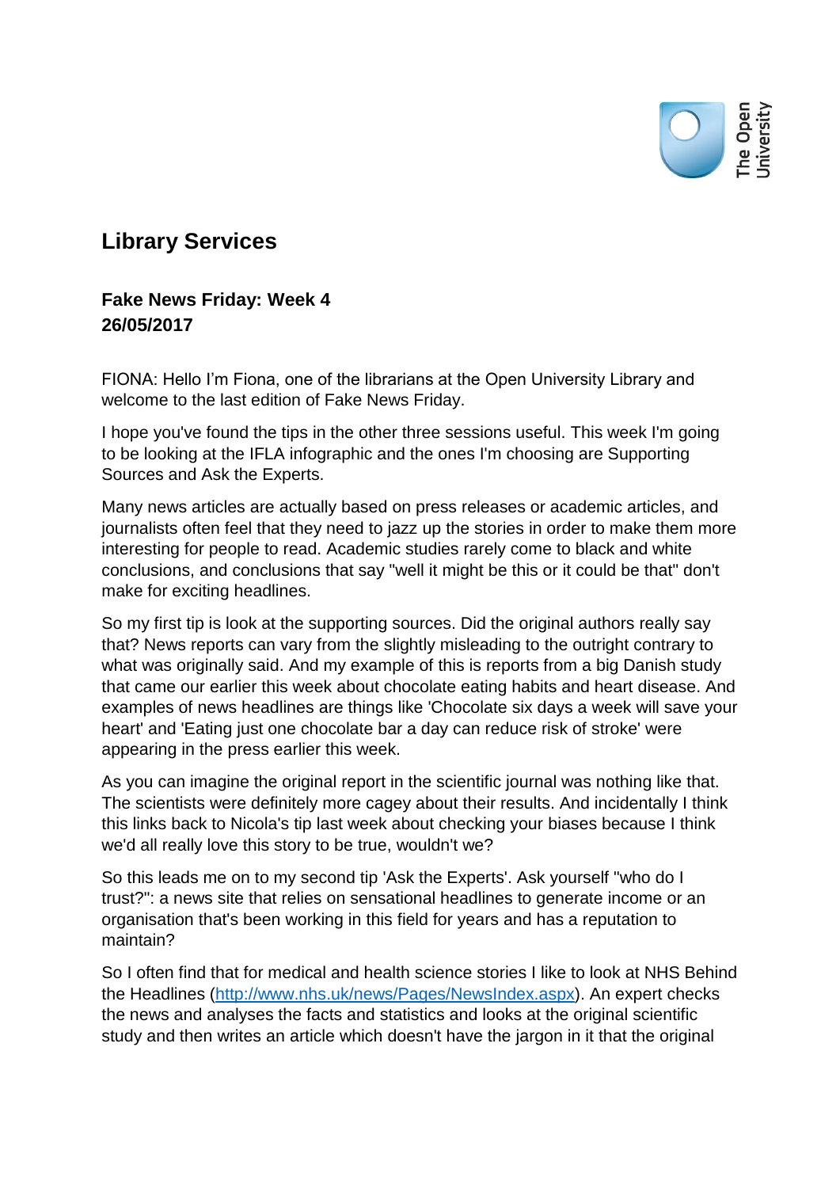## Library Services

### Fake News Friday: Week 4
### 26/05/2017

FIONA: Hello I'm Fiona, one of the librarians at the Open University Library and welcome to the last edition of Fake News Friday.

I hope you've found the tips in the other three sessions useful. This week I'm going to be looking at the IFLA infographic and the ones I'm choosing are Supporting Sources and Ask the Experts.

Many news articles are actually based on press releases or academic articles, and journalists often feel that they need to jazz up the stories in order to make them more interesting for people to read. Academic studies rarely come to black and white conclusions, and conclusions that say "well it might be this or it could be that" don't make for exciting headlines.

So my first tip is look at the supporting sources. Did the original authors really say that? News reports can vary from the slightly misleading to the outright contrary to what was originally said. And my example of this is reports from a big Danish study that came our earlier this week about chocolate eating habits and heart disease. And examples of news headlines are things like 'Chocolate six days a week will save your heart' and 'Eating just one chocolate bar a day can reduce risk of stroke' were appearing in the press earlier this week.

As you can imagine the original report in the scientific journal was nothing like that. The scientists were definitely more cagey about their results. And incidentally I think this links back to Nicola's tip last week about checking your biases because I think we'd all really love this story to be true, wouldn't we?

So this leads me on to my second tip 'Ask the Experts'. Ask yourself "who do I trust?": a news site that relies on sensational headlines to generate income or an organisation that's been working in this field for years and has a reputation to maintain?

So I often find that for medical and health science stories I like to look at NHS Behind the Headlines (http://www.nhs.uk/news/Pages/NewsIndex.aspx). An expert checks the news and analyses the facts and statistics and looks at the original scientific study and then writes an article which doesn't have the jargon in it that the original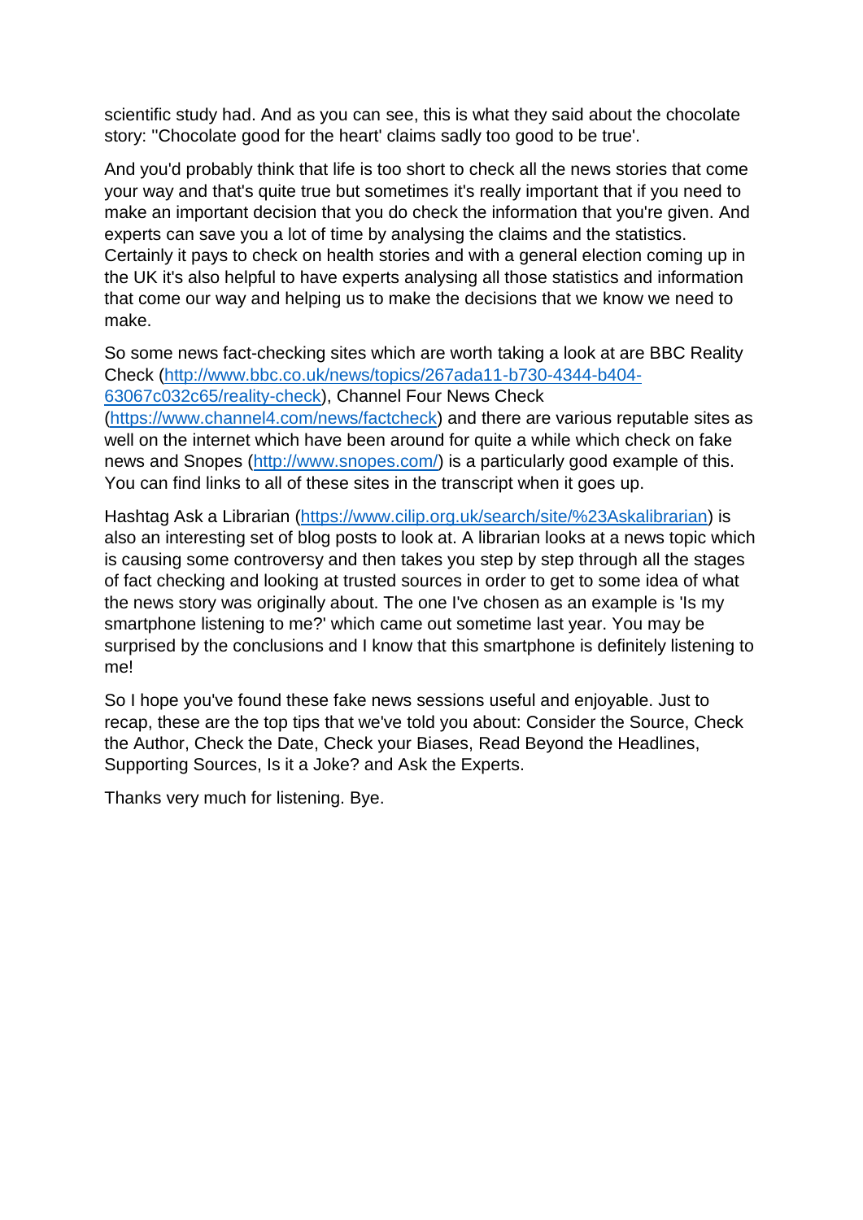scientific study had. And as you can see, this is what they said about the chocolate story: ''Chocolate good for the heart' claims sadly too good to be true'.

And you'd probably think that life is too short to check all the news stories that come your way and that's quite true but sometimes it's really important that if you need to make an important decision that you do check the information that you're given. And experts can save you a lot of time by analysing the claims and the statistics. Certainly it pays to check on health stories and with a general election coming up in the UK it's also helpful to have experts analysing all those statistics and information that come our way and helping us to make the decisions that we know we need to make.

So some news fact-checking sites which are worth taking a look at are BBC Reality Check ([http://www.bbc.co.uk/news/topics/267ada11-b730-4344-b404-63067c032c65/reality-check](http://www.bbc.co.uk/news/topics/267ada11-b730-4344-b404-63067c032c65/reality-check)), Channel Four News Check ([https://www.channel4.com/news/factcheck](https://www.channel4.com/news/factcheck)) and there are various reputable sites as well on the internet which have been around for quite a while which check on fake news and Snopes ([http://www.snopes.com/](http://www.snopes.com/)) is a particularly good example of this. You can find links to all of these sites in the transcript when it goes up.

Hashtag Ask a Librarian ([https://www.cilip.org.uk/search/site/%23Askalibrarian](https://www.cilip.org.uk/search/site/%23Askalibrarian)) is also an interesting set of blog posts to look at. A librarian looks at a news topic which is causing some controversy and then takes you step by step through all the stages of fact checking and looking at trusted sources in order to get to some idea of what the news story was originally about. The one I've chosen as an example is 'Is my smartphone listening to me?' which came out sometime last year. You may be surprised by the conclusions and I know that this smartphone is definitely listening to me!

So I hope you've found these fake news sessions useful and enjoyable. Just to recap, these are the top tips that we've told you about: Consider the Source, Check the Author, Check the Date, Check your Biases, Read Beyond the Headlines, Supporting Sources, Is it a Joke? and Ask the Experts.

Thanks very much for listening. Bye.